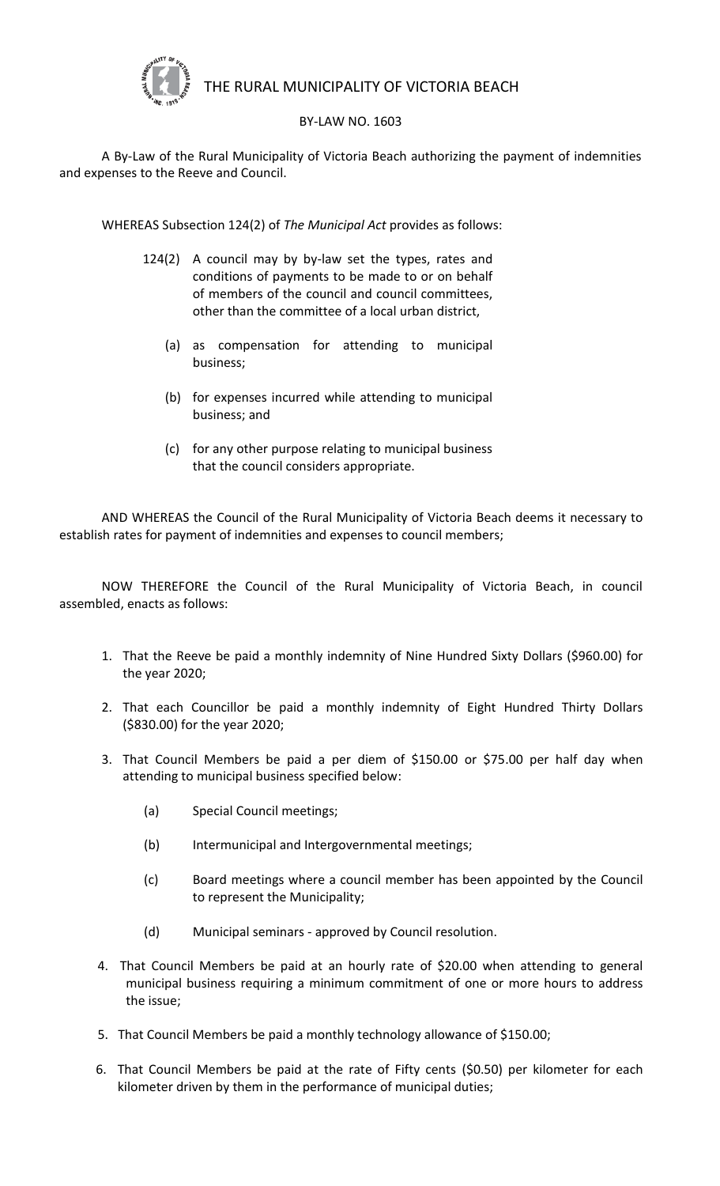# THE RURAL MUNICIPALITY OF VICTORIA BEACH

## BY-LAW NO. 1603

A By-Law of the Rural Municipality of Victoria Beach authorizing the payment of indemnities and expenses to the Reeve and Council.

WHEREAS Subsection 124(2) of *The Municipal Act* provides as follows:

> 124(2) A council may by by-law set the types, rates and conditions of payments to be made to or on behalf of members of the council and council committees, other than the committee of a local urban district,
>
> (a) as compensation for attending to municipal business;
>
> (b) for expenses incurred while attending to municipal business; and
>
> (c) for any other purpose relating to municipal business that the council considers appropriate.

AND WHEREAS the Council of the Rural Municipality of Victoria Beach deems it necessary to establish rates for payment of indemnities and expenses to council members;

NOW THEREFORE the Council of the Rural Municipality of Victoria Beach, in council assembled, enacts as follows:

1. That the Reeve be paid a monthly indemnity of Nine Hundred Sixty Dollars ($960.00) for the year 2020;
2. That each Councillor be paid a monthly indemnity of Eight Hundred Thirty Dollars ($830.00) for the year 2020;
3. That Council Members be paid a per diem of $150.00 or $75.00 per half day when attending to municipal business specified below:
   - (a) Special Council meetings;
   - (b) Intermunicipal and Intergovernmental meetings;
   - (c) Board meetings where a council member has been appointed by the Council to represent the Municipality;
   - (d) Municipal seminars - approved by Council resolution.
4. That Council Members be paid at an hourly rate of $20.00 when attending to general municipal business requiring a minimum commitment of one or more hours to address the issue;
5. That Council Members be paid a monthly technology allowance of $150.00;
6. That Council Members be paid at the rate of Fifty cents ($0.50) per kilometer for each kilometer driven by them in the performance of municipal duties;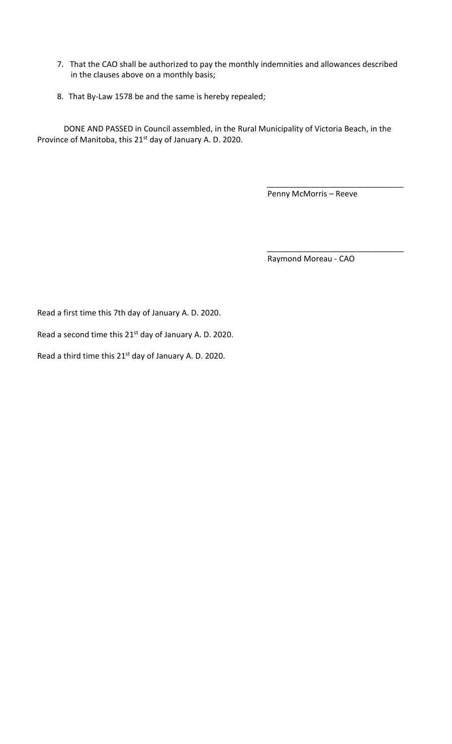7. That the CAO shall be authorized to pay the monthly indemnities and allowances described in the clauses above on a monthly basis;

8. That By-Law 1578 be and the same is hereby repealed;

DONE AND PASSED in Council assembled, in the Rural Municipality of Victoria Beach, in the Province of Manitoba, this 21st day of January A. D. 2020.

_______________________________
Penny McMorris – Reeve

_______________________________
Raymond Moreau - CAO

Read a first time this 7th day of January A. D. 2020.

Read a second time this 21st day of January A. D. 2020.

Read a third time this 21st day of January A. D. 2020.